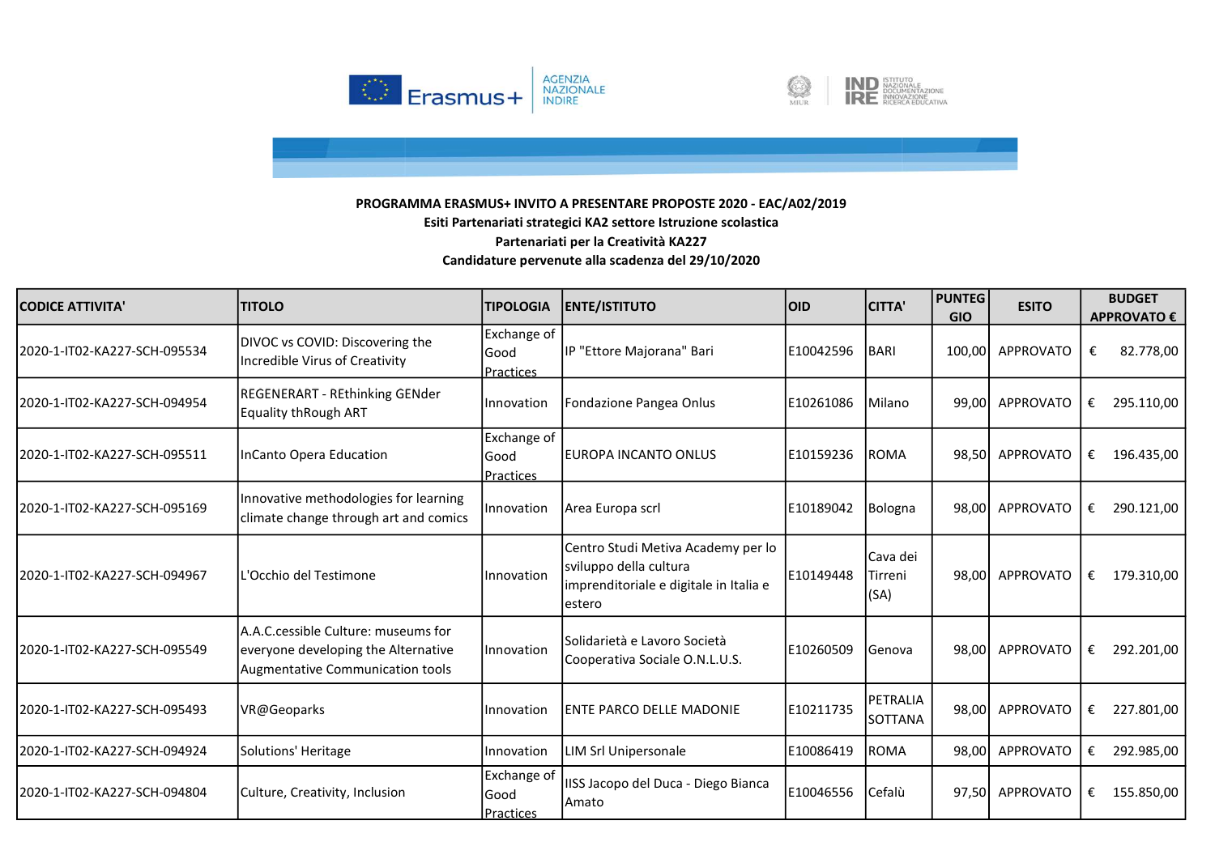**PROGRAMMA ERASMUS+ INVITO A PRESENTARE PROPOSTE 2020 - EAC/A02/2019**
**Esiti Partenariati strategici KA2 settore Istruzione scolastica**
**Partenariati per la Creatività KA227**
**Candidature pervenute alla scadenza del 29/10/2020**

| CODICE ATTIVITA' | TITOLO | TIPOLOGIA | ENTE/ISTITUTO | OID | CITTA' | PUNTEGGIO | ESITO | BUDGET APPROVATO € |
|---|---|---|---|---|---|---|---|---|
| 2020-1-IT02-KA227-SCH-095534 | DIVOC vs COVID: Discovering the Incredible Virus of Creativity | Exchange of Good Practices | IP "Ettore Majorana" Bari | E10042596 | BARI | 100,00 | APPROVATO | € 82.778,00 |
| 2020-1-IT02-KA227-SCH-094954 | REGENERART - REthinking GENder Equality thRough ART | Innovation | Fondazione Pangea Onlus | E10261086 | Milano | 99,00 | APPROVATO | € 295.110,00 |
| 2020-1-IT02-KA227-SCH-095511 | InCanto Opera Education | Exchange of Good Practices | EUROPA INCANTO ONLUS | E10159236 | ROMA | 98,50 | APPROVATO | € 196.435,00 |
| 2020-1-IT02-KA227-SCH-095169 | Innovative methodologies for learning climate change through art and comics | Innovation | Area Europa scrl | E10189042 | Bologna | 98,00 | APPROVATO | € 290.121,00 |
| 2020-1-IT02-KA227-SCH-094967 | L'Occhio del Testimone | Innovation | Centro Studi Metiva Academy per lo sviluppo della cultura imprenditoriale e digitale in Italia e estero | E10149448 | Cava dei Tirreni (SA) | 98,00 | APPROVATO | € 179.310,00 |
| 2020-1-IT02-KA227-SCH-095549 | A.A.C.cessible Culture: museums for everyone developing the Alternative Augmentative Communication tools | Innovation | Solidarietà e Lavoro Società Cooperativa Sociale O.N.L.U.S. | E10260509 | Genova | 98,00 | APPROVATO | € 292.201,00 |
| 2020-1-IT02-KA227-SCH-095493 | VR@Geoparks | Innovation | ENTE PARCO DELLE MADONIE | E10211735 | PETRALIA SOTTANA | 98,00 | APPROVATO | € 227.801,00 |
| 2020-1-IT02-KA227-SCH-094924 | Solutions' Heritage | Innovation | LIM Srl Unipersonale | E10086419 | ROMA | 98,00 | APPROVATO | € 292.985,00 |
| 2020-1-IT02-KA227-SCH-094804 | Culture, Creativity, Inclusion | Exchange of Good Practices | IISS Jacopo del Duca - Diego Bianca Amato | E10046556 | Cefalù | 97,50 | APPROVATO | € 155.850,00 |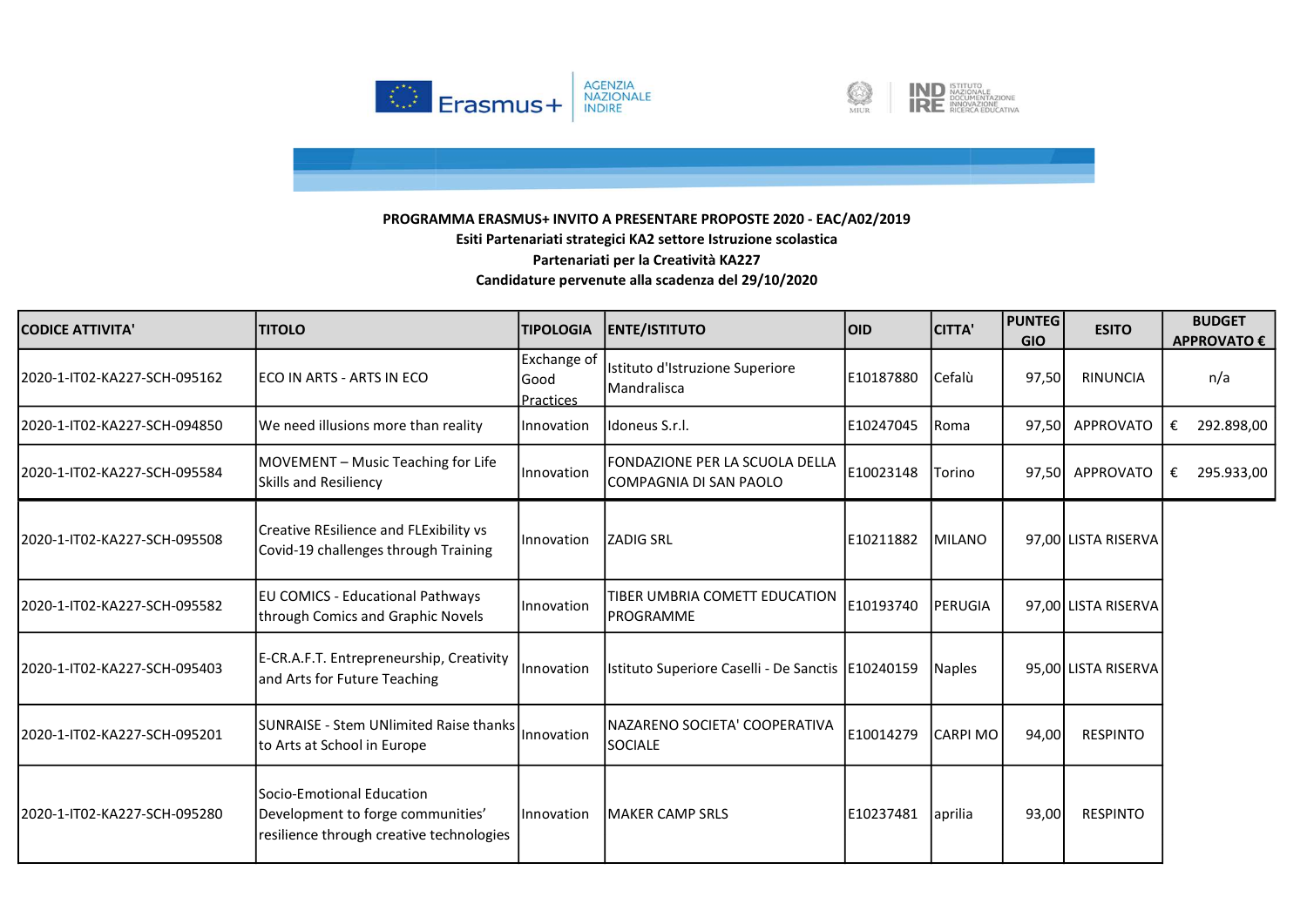**PROGRAMMA ERASMUS+ INVITO A PRESENTARE PROPOSTE 2020 - EAC/A02/2019**
**Esiti Partenariati strategici KA2 settore Istruzione scolastica**
**Partenariati per la Creatività KA227**
**Candidature pervenute alla scadenza del 29/10/2020**

| CODICE ATTIVITA' | TITOLO | TIPOLOGIA | ENTE/ISTITUTO | OID | CITTA' | PUNTEGGIO | ESITO | BUDGET APPROVATO € |
|---|---|---|---|---|---|---|---|---|
| 2020-1-IT02-KA227-SCH-095162 | ECO IN ARTS - ARTS IN ECO | Exchange of Good Practices | Istituto d'Istruzione Superiore Mandralisca | E10187880 | Cefalù | 97,50 | RINUNCIA | n/a |
| 2020-1-IT02-KA227-SCH-094850 | We need illusions more than reality | Innovation | Idoneus S.r.l. | E10247045 | Roma | 97,50 | APPROVATO | € 292.898,00 |
| 2020-1-IT02-KA227-SCH-095584 | MOVEMENT – Music Teaching for Life Skills and Resiliency | Innovation | FONDAZIONE PER LA SCUOLA DELLA COMPAGNIA DI SAN PAOLO | E10023148 | Torino | 97,50 | APPROVATO | € 295.933,00 |
| 2020-1-IT02-KA227-SCH-095508 | Creative REsilience and FLExibility vs Covid-19 challenges through Training | Innovation | ZADIG SRL | E10211882 | MILANO | 97,00 | LISTA RISERVA | |
| 2020-1-IT02-KA227-SCH-095582 | EU COMICS - Educational Pathways through Comics and Graphic Novels | Innovation | TIBER UMBRIA COMETT EDUCATION PROGRAMME | E10193740 | PERUGIA | 97,00 | LISTA RISERVA | |
| 2020-1-IT02-KA227-SCH-095403 | E-CR.A.F.T. Entrepreneurship, Creativity and Arts for Future Teaching | Innovation | Istituto Superiore Caselli - De Sanctis | E10240159 | Naples | 95,00 | LISTA RISERVA | |
| 2020-1-IT02-KA227-SCH-095201 | SUNRAISE - Stem UNlimited Raise thanks to Arts at School in Europe | Innovation | NAZARENO SOCIETA' COOPERATIVA SOCIALE | E10014279 | CARPI MO | 94,00 | RESPINTO | |
| 2020-1-IT02-KA227-SCH-095280 | Socio-Emotional Education Development to forge communities' resilience through creative technologies | Innovation | MAKER CAMP SRLS | E10237481 | aprilia | 93,00 | RESPINTO | |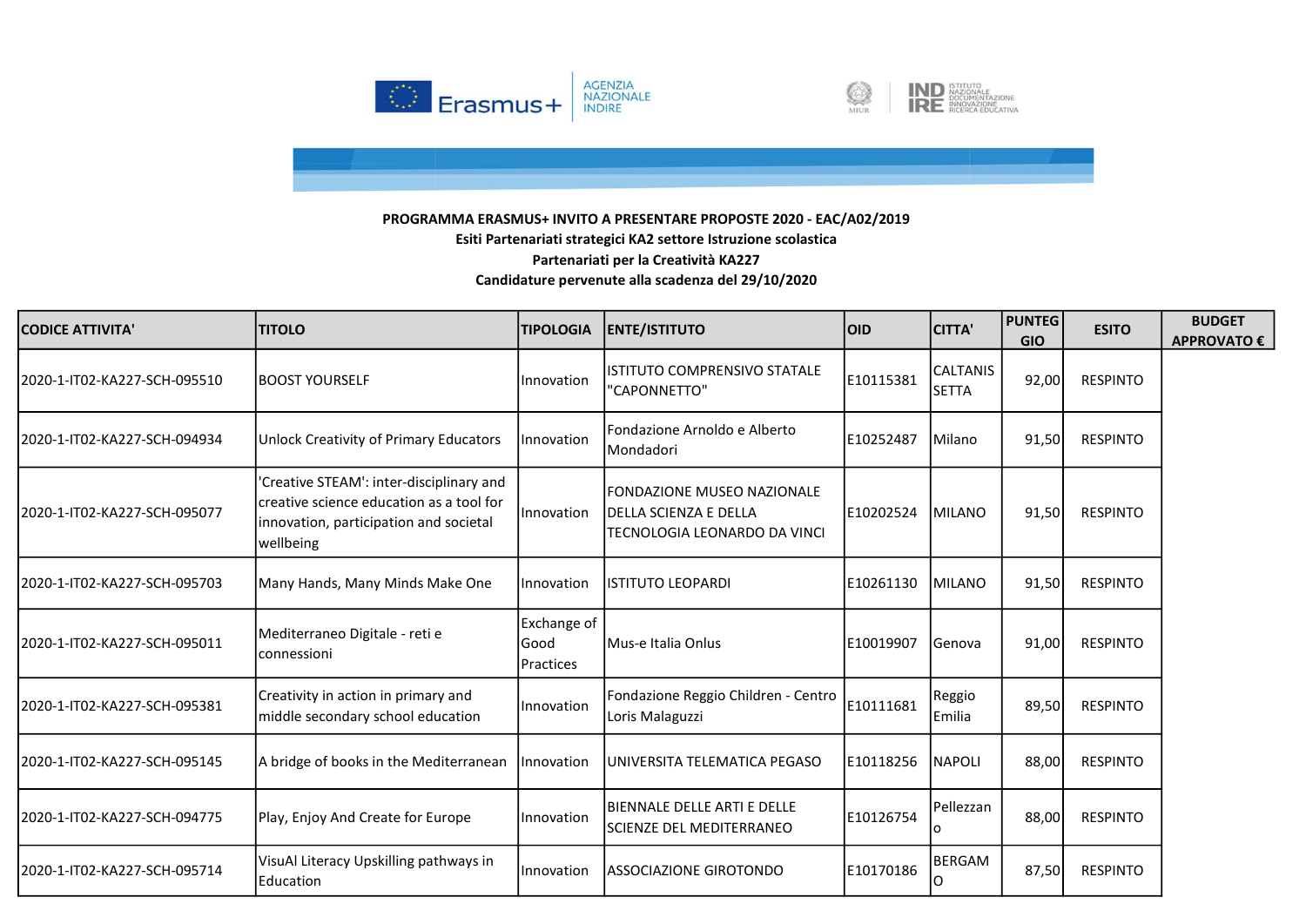**PROGRAMMA ERASMUS+ INVITO A PRESENTARE PROPOSTE 2020 - EAC/A02/2019**
**Esiti Partenariati strategici KA2 settore Istruzione scolastica**
**Partenariati per la Creatività KA227**
**Candidature pervenute alla scadenza del 29/10/2020**

| CODICE ATTIVITA' | TITOLO | TIPOLOGIA | ENTE/ISTITUTO | OID | CITTA' | PUNTEGGIO | ESITO | BUDGET APPROVATO € |
|---|---|---|---|---|---|---|---|---|
| 2020-1-IT02-KA227-SCH-095510 | BOOST YOURSELF | Innovation | ISTITUTO COMPRENSIVO STATALE "CAPONNETTO" | E10115381 | CALTANISSETTA | 92,00 | RESPINTO | |
| 2020-1-IT02-KA227-SCH-094934 | Unlock Creativity of Primary Educators | Innovation | Fondazione Arnoldo e Alberto Mondadori | E10252487 | Milano | 91,50 | RESPINTO | |
| 2020-1-IT02-KA227-SCH-095077 | 'Creative STEAM': inter-disciplinary and creative science education as a tool for innovation, participation and societal wellbeing | Innovation | FONDAZIONE MUSEO NAZIONALE DELLA SCIENZA E DELLA TECNOLOGIA LEONARDO DA VINCI | E10202524 | MILANO | 91,50 | RESPINTO | |
| 2020-1-IT02-KA227-SCH-095703 | Many Hands, Many Minds Make One | Innovation | ISTITUTO LEOPARDI | E10261130 | MILANO | 91,50 | RESPINTO | |
| 2020-1-IT02-KA227-SCH-095011 | Mediterraneo Digitale - reti e connessioni | Exchange of Good Practices | Mus-e Italia Onlus | E10019907 | Genova | 91,00 | RESPINTO | |
| 2020-1-IT02-KA227-SCH-095381 | Creativity in action in primary and middle secondary school education | Innovation | Fondazione Reggio Children - Centro Loris Malaguzzi | E10111681 | Reggio Emilia | 89,50 | RESPINTO | |
| 2020-1-IT02-KA227-SCH-095145 | A bridge of books in the Mediterranean | Innovation | UNIVERSITA TELEMATICA PEGASO | E10118256 | NAPOLI | 88,00 | RESPINTO | |
| 2020-1-IT02-KA227-SCH-094775 | Play, Enjoy And Create for Europe | Innovation | BIENNALE DELLE ARTI E DELLE SCIENZE DEL MEDITERRANEO | E10126754 | Pellezzano | 88,00 | RESPINTO | |
| 2020-1-IT02-KA227-SCH-095714 | VisuAl Literacy Upskilling pathways in Education | Innovation | ASSOCIAZIONE GIROTONDO | E10170186 | BERGAMO | 87,50 | RESPINTO | |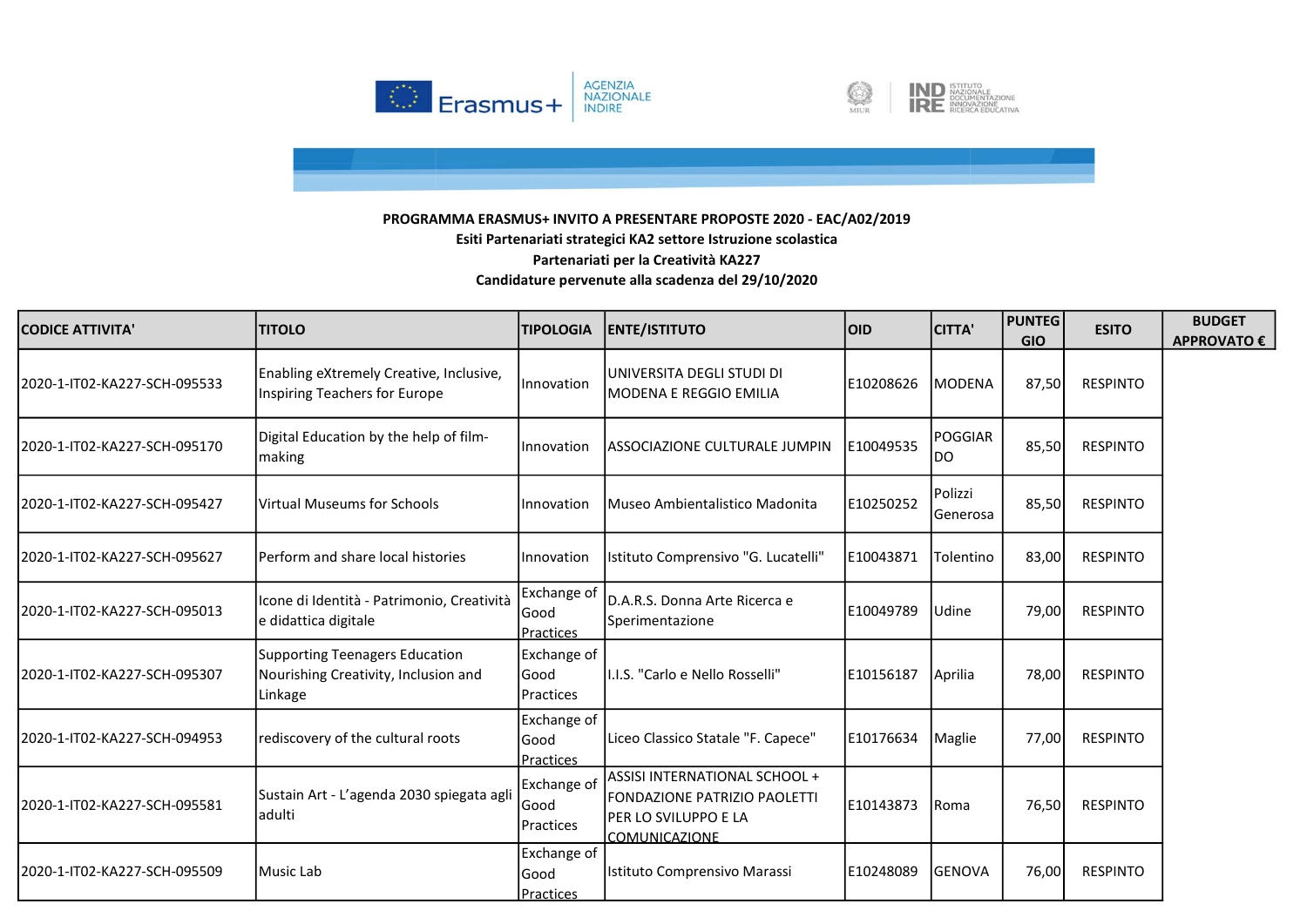**PROGRAMMA ERASMUS+ INVITO A PRESENTARE PROPOSTE 2020 - EAC/A02/2019**
**Esiti Partenariati strategici KA2 settore Istruzione scolastica**
**Partenariati per la Creatività KA227**
**Candidature pervenute alla scadenza del 29/10/2020**

| CODICE ATTIVITA' | TITOLO | TIPOLOGIA | ENTE/ISTITUTO | OID | CITTA' | PUNTEGGIO | ESITO | BUDGET APPROVATO € |
|---|---|---|---|---|---|---|---|---|
| 2020-1-IT02-KA227-SCH-095533 | Enabling eXtremely Creative, Inclusive, Inspiring Teachers for Europe | Innovation | UNIVERSITA DEGLI STUDI DI MODENA E REGGIO EMILIA | E10208626 | MODENA | 87,50 | RESPINTO | |
| 2020-1-IT02-KA227-SCH-095170 | Digital Education by the help of film-making | Innovation | ASSOCIAZIONE CULTURALE JUMPIN | E10049535 | POGGIARDO | 85,50 | RESPINTO | |
| 2020-1-IT02-KA227-SCH-095427 | Virtual Museums for Schools | Innovation | Museo Ambientalistico Madonita | E10250252 | Polizzi Generosa | 85,50 | RESPINTO | |
| 2020-1-IT02-KA227-SCH-095627 | Perform and share local histories | Innovation | Istituto Comprensivo "G. Lucatelli" | E10043871 | Tolentino | 83,00 | RESPINTO | |
| 2020-1-IT02-KA227-SCH-095013 | Icone di Identità - Patrimonio, Creatività e didattica digitale | Exchange of Good Practices | D.A.R.S. Donna Arte Ricerca e Sperimentazione | E10049789 | Udine | 79,00 | RESPINTO | |
| 2020-1-IT02-KA227-SCH-095307 | Supporting Teenagers Education Nourishing Creativity, Inclusion and Linkage | Exchange of Good Practices | I.I.S. "Carlo e Nello Rosselli" | E10156187 | Aprilia | 78,00 | RESPINTO | |
| 2020-1-IT02-KA227-SCH-094953 | rediscovery of the cultural roots | Exchange of Good Practices | Liceo Classico Statale "F. Capece" | E10176634 | Maglie | 77,00 | RESPINTO | |
| 2020-1-IT02-KA227-SCH-095581 | Sustain Art - L'agenda 2030 spiegata agli adulti | Exchange of Good Practices | ASSISI INTERNATIONAL SCHOOL + FONDAZIONE PATRIZIO PAOLETTI PER LO SVILUPPO E LA COMUNICAZIONE | E10143873 | Roma | 76,50 | RESPINTO | |
| 2020-1-IT02-KA227-SCH-095509 | Music Lab | Exchange of Good Practices | Istituto Comprensivo Marassi | E10248089 | GENOVA | 76,00 | RESPINTO | |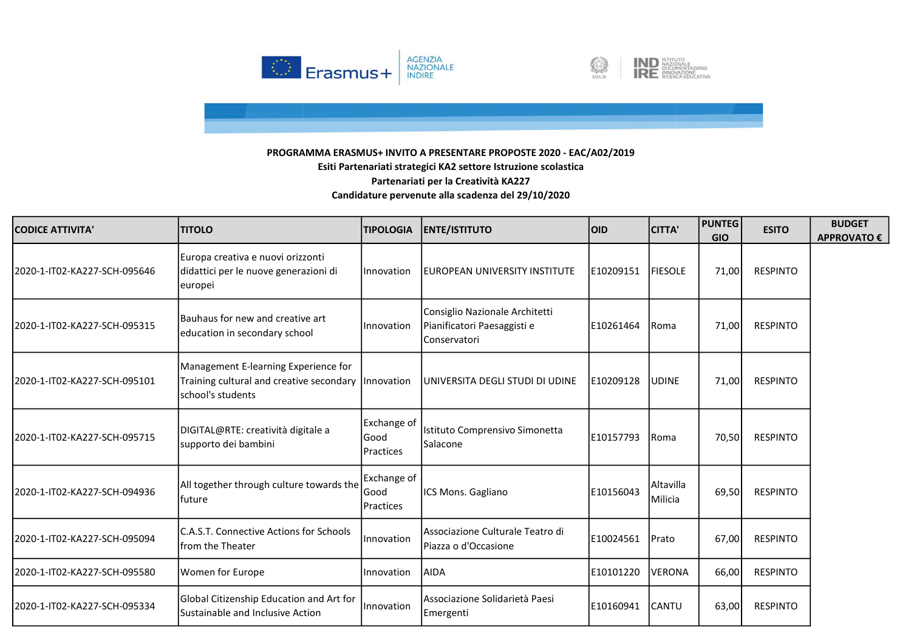**PROGRAMMA ERASMUS+ INVITO A PRESENTARE PROPOSTE 2020 - EAC/A02/2019**
**Esiti Partenariati strategici KA2 settore Istruzione scolastica**
**Partenariati per la Creatività KA227**
**Candidature pervenute alla scadenza del 29/10/2020**

| CODICE ATTIVITA' | TITOLO | TIPOLOGIA | ENTE/ISTITUTO | OID | CITTA' | PUNTEGGIO | ESITO | BUDGET APPROVATO € |
|---|---|---|---|---|---|---|---|---|
| 2020-1-IT02-KA227-SCH-095646 | Europa creativa e nuovi orizzonti didattici per le nuove generazioni di europei | Innovation | EUROPEAN UNIVERSITY INSTITUTE | E10209151 | FIESOLE | 71,00 | RESPINTO | |
| 2020-1-IT02-KA227-SCH-095315 | Bauhaus for new and creative art education in secondary school | Innovation | Consiglio Nazionale Architetti Pianificatori Paesaggisti e Conservatori | E10261464 | Roma | 71,00 | RESPINTO | |
| 2020-1-IT02-KA227-SCH-095101 | Management E-learning Experience for Training cultural and creative secondary school's students | Innovation | UNIVERSITA DEGLI STUDI DI UDINE | E10209128 | UDINE | 71,00 | RESPINTO | |
| 2020-1-IT02-KA227-SCH-095715 | DIGITAL@RTE: creatività digitale a supporto dei bambini | Exchange of Good Practices | Istituto Comprensivo Simonetta Salacone | E10157793 | Roma | 70,50 | RESPINTO | |
| 2020-1-IT02-KA227-SCH-094936 | All together through culture towards the future | Exchange of Good Practices | ICS Mons. Gagliano | E10156043 | Altavilla Milicia | 69,50 | RESPINTO | |
| 2020-1-IT02-KA227-SCH-095094 | C.A.S.T. Connective Actions for Schools from the Theater | Innovation | Associazione Culturale Teatro di Piazza o d'Occasione | E10024561 | Prato | 67,00 | RESPINTO | |
| 2020-1-IT02-KA227-SCH-095580 | Women for Europe | Innovation | AIDA | E10101220 | VERONA | 66,00 | RESPINTO | |
| 2020-1-IT02-KA227-SCH-095334 | Global Citizenship Education and Art for Sustainable and Inclusive Action | Innovation | Associazione Solidarietà Paesi Emergenti | E10160941 | CANTU | 63,00 | RESPINTO | |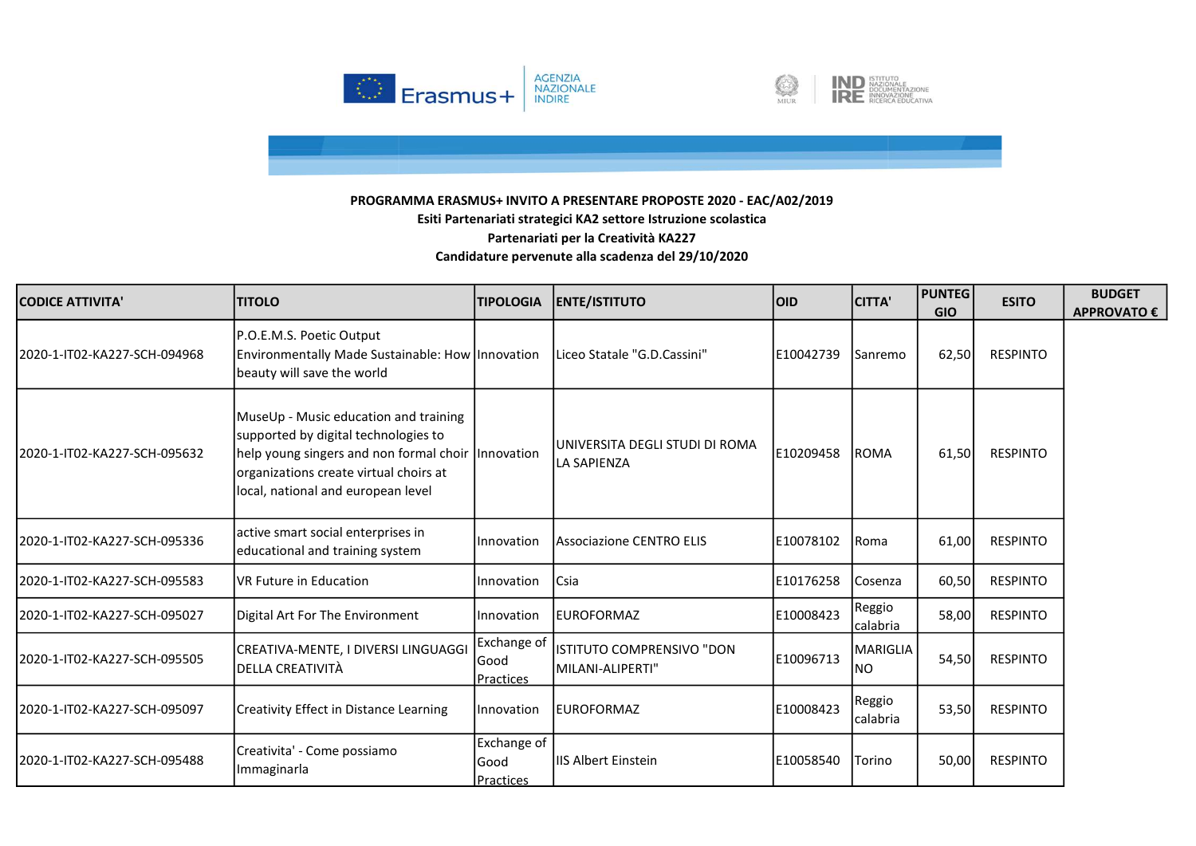**PROGRAMMA ERASMUS+ INVITO A PRESENTARE PROPOSTE 2020 - EAC/A02/2019**
**Esiti Partenariati strategici KA2 settore Istruzione scolastica**
**Partenariati per la Creatività KA227**
**Candidature pervenute alla scadenza del 29/10/2020**

| CODICE ATTIVITA' | TITOLO | TIPOLOGIA | ENTE/ISTITUTO | OID | CITTA' | PUNTEGGIO | ESITO | BUDGET APPROVATO € |
|---|---|---|---|---|---|---|---|---|
| 2020-1-IT02-KA227-SCH-094968 | P.O.E.M.S. Poetic Output Environmentally Made Sustainable: How beauty will save the world | Innovation | Liceo Statale "G.D.Cassini" | E10042739 | Sanremo | 62,50 | RESPINTO | |
| 2020-1-IT02-KA227-SCH-095632 | MuseUp - Music education and training supported by digital technologies to help young singers and non formal choir organizations create virtual choirs at local, national and european level | Innovation | UNIVERSITA DEGLI STUDI DI ROMA LA SAPIENZA | E10209458 | ROMA | 61,50 | RESPINTO | |
| 2020-1-IT02-KA227-SCH-095336 | active smart social enterprises in educational and training system | Innovation | Associazione CENTRO ELIS | E10078102 | Roma | 61,00 | RESPINTO | |
| 2020-1-IT02-KA227-SCH-095583 | VR Future in Education | Innovation | Csia | E10176258 | Cosenza | 60,50 | RESPINTO | |
| 2020-1-IT02-KA227-SCH-095027 | Digital Art For The Environment | Innovation | EUROFORMAZ | E10008423 | Reggio calabria | 58,00 | RESPINTO | |
| 2020-1-IT02-KA227-SCH-095505 | CREATIVA-MENTE, I DIVERSI LINGUAGGI DELLA CREATIVITÀ | Exchange of Good Practices | ISTITUTO COMPRENSIVO "DON MILANI-ALIPERTI" | E10096713 | MARIGLIANO | 54,50 | RESPINTO | |
| 2020-1-IT02-KA227-SCH-095097 | Creativity Effect in Distance Learning | Innovation | EUROFORMAZ | E10008423 | Reggio calabria | 53,50 | RESPINTO | |
| 2020-1-IT02-KA227-SCH-095488 | Creativita' - Come possiamo Immaginarla | Exchange of Good Practices | IIS Albert Einstein | E10058540 | Torino | 50,00 | RESPINTO | |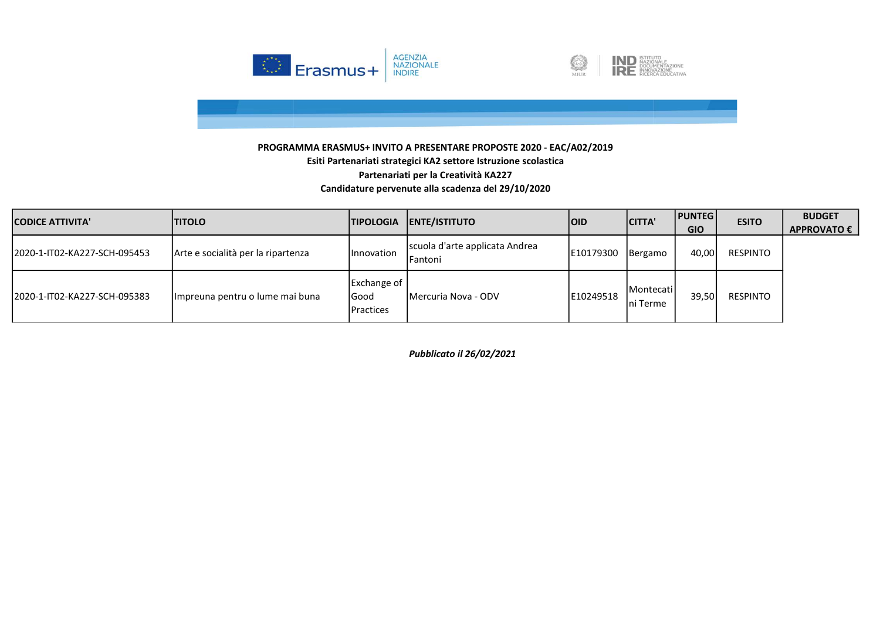**PROGRAMMA ERASMUS+ INVITO A PRESENTARE PROPOSTE 2020 - EAC/A02/2019**
**Esiti Partenariati strategici KA2 settore Istruzione scolastica**
**Partenariati per la Creatività KA227**
**Candidature pervenute alla scadenza del 29/10/2020**

| CODICE ATTIVITA' | TITOLO | TIPOLOGIA | ENTE/ISTITUTO | OID | CITTA' | PUNTEGGIO | ESITO | BUDGET APPROVATO € |
|---|---|---|---|---|---|---|---|---|
| 2020-1-IT02-KA227-SCH-095453 | Arte e socialità per la ripartenza | Innovation | scuola d'arte applicata Andrea Fantoni | E10179300 | Bergamo | 40,00 | RESPINTO | |
| 2020-1-IT02-KA227-SCH-095383 | Impreuna pentru o lume mai buna | Exchange of Good Practices | Mercuria Nova - ODV | E10249518 | Montecatini Terme | 39,50 | RESPINTO | |

***Pubblicato il 26/02/2021***